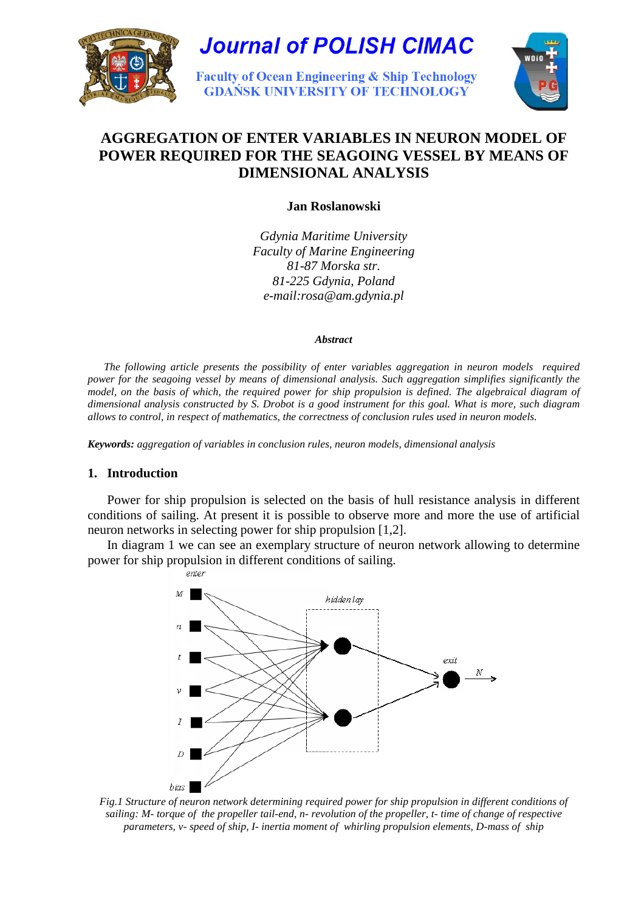Journal of POLISH CIMAC

Faculty of Ocean Engineering & Ship Technology
GDAŃSK UNIVERSITY OF TECHNOLOGY

# AGGREGATION OF ENTER VARIABLES IN NEURON MODEL OF POWER REQUIRED FOR THE SEAGOING VESSEL BY MEANS OF DIMENSIONAL ANALYSIS

**Jan Roslanowski**

*Gdynia Maritime University*
*Faculty of Marine Engineering*
*81-87 Morska str.*
*81-225 Gdynia, Poland*
*e-mail:rosa@am.gdynia.pl*

***Abstract***

*The following article presents the possibility of enter variables aggregation in neuron models required power for the seagoing vessel by means of dimensional analysis. Such aggregation simplifies significantly the model, on the basis of which, the required power for ship propulsion is defined. The algebraical diagram of dimensional analysis constructed by S. Drobot is a good instrument for this goal. What is more, such diagram allows to control, in respect of mathematics, the correctness of conclusion rules used in neuron models.*

***Keywords:*** *aggregation of variables in conclusion rules, neuron models, dimensional analysis*

## 1. Introduction

Power for ship propulsion is selected on the basis of hull resistance analysis in different conditions of sailing. At present it is possible to observe more and more the use of artificial neuron networks in selecting power for ship propulsion [1,2].

In diagram 1 we can see an exemplary structure of neuron network allowing to determine power for ship propulsion in different conditions of sailing.

enter

M

n

t

v

I

D

bias

hidden lay

exit

N

*Fig.1 Structure of neuron network determining required power for ship propulsion in different conditions of sailing: M- torque of the propeller tail-end, n- revolution of the propeller, t- time of change of respective parameters, v- speed of ship, I- inertia moment of whirling propulsion elements, D-mass of ship*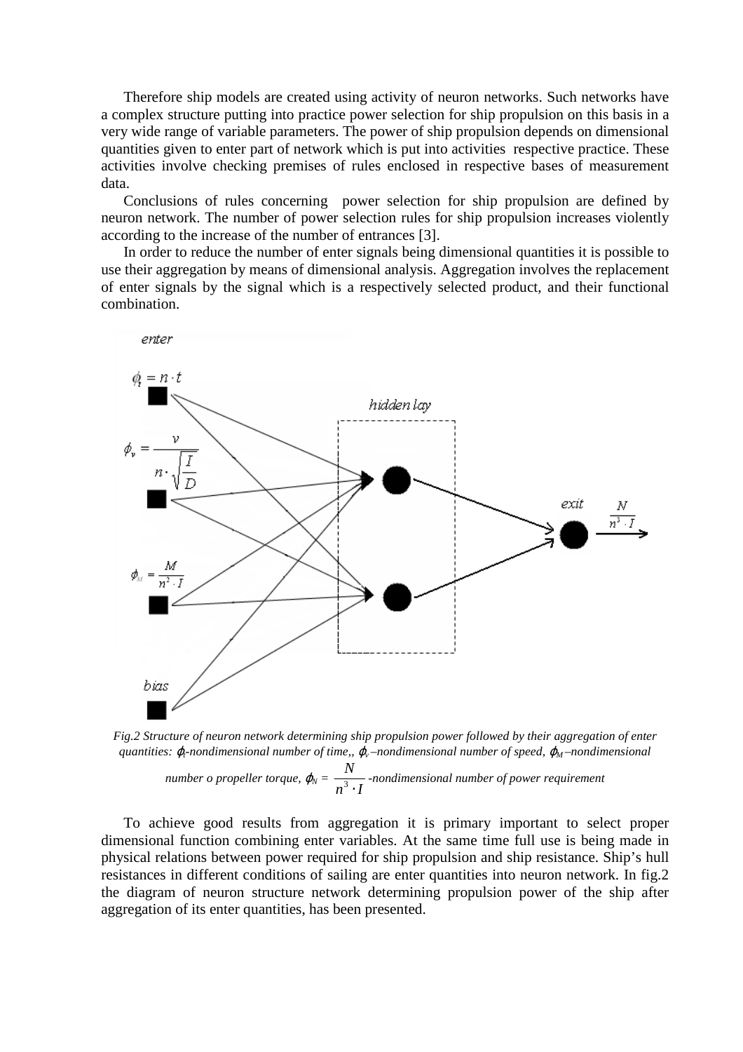Therefore ship models are created using activity of neuron networks. Such networks have a complex structure putting into practice power selection for ship propulsion on this basis in a very wide range of variable parameters. The power of ship propulsion depends on dimensional quantities given to enter part of network which is put into activities respective practice. These activities involve checking premises of rules enclosed in respective bases of measurement data.

Conclusions of rules concerning power selection for ship propulsion are defined by neuron network. The number of power selection rules for ship propulsion increases violently according to the increase of the number of entrances [3].

In order to reduce the number of enter signals being dimensional quantities it is possible to use their aggregation by means of dimensional analysis. Aggregation involves the replacement of enter signals by the signal which is a respectively selected product, and their functional combination.

*Fig.2 Structure of neuron network determining ship propulsion power followed by their aggregation of enter quantities: $\varphi_t$-nondimensional number of time,, $\varphi_v$–nondimensional number of speed, $\varphi_M$–nondimensional number o propeller torque, $\varphi_N = \dfrac{N}{n^3 \cdot I}$ -nondimensional number of power requirement*

To achieve good results from aggregation it is primary important to select proper dimensional function combining enter variables. At the same time full use is being made in physical relations between power required for ship propulsion and ship resistance. Ship's hull resistances in different conditions of sailing are enter quantities into neuron network. In fig.2 the diagram of neuron structure network determining propulsion power of the ship after aggregation of its enter quantities, has been presented.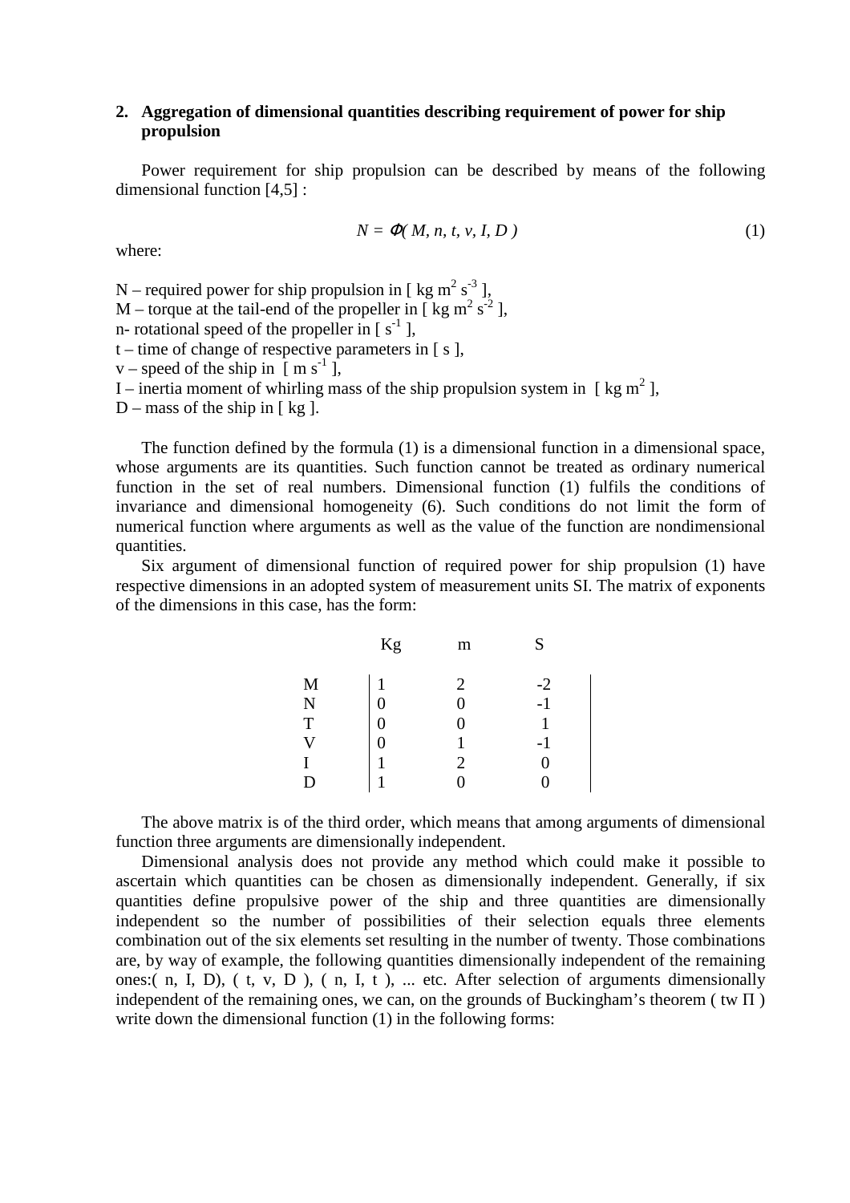## 2. Aggregation of dimensional quantities describing requirement of power for ship propulsion

Power requirement for ship propulsion can be described by means of the following dimensional function [4,5] :

$$N = \Phi( M, n, t, v, I, D ) \tag{1}$$

where:

N – required power for ship propulsion in [ kg m$^2$ s$^{-3}$ ],
M – torque at the tail-end of the propeller in [ kg m$^2$ s$^{-2}$ ],
n- rotational speed of the propeller in [ s$^{-1}$ ],
t – time of change of respective parameters in [ s ],
v – speed of the ship in [ m s$^{-1}$ ],
I – inertia moment of whirling mass of the ship propulsion system in [ kg m$^2$ ],
D – mass of the ship in [ kg ].

The function defined by the formula (1) is a dimensional function in a dimensional space, whose arguments are its quantities. Such function cannot be treated as ordinary numerical function in the set of real numbers. Dimensional function (1) fulfils the conditions of invariance and dimensional homogeneity (6). Such conditions do not limit the form of numerical function where arguments as well as the value of the function are nondimensional quantities.

Six argument of dimensional function of required power for ship propulsion (1) have respective dimensions in an adopted system of measurement units SI. The matrix of exponents of the dimensions in this case, has the form:

| | Kg | m | S |
|---|---|---|---|
| M | 1 | 2 | -2 |
| N | 0 | 0 | -1 |
| T | 0 | 0 | 1 |
| V | 0 | 1 | -1 |
| I | 1 | 2 | 0 |
| D | 1 | 0 | 0 |

The above matrix is of the third order, which means that among arguments of dimensional function three arguments are dimensionally independent.

Dimensional analysis does not provide any method which could make it possible to ascertain which quantities can be chosen as dimensionally independent. Generally, if six quantities define propulsive power of the ship and three quantities are dimensionally independent so the number of possibilities of their selection equals three elements combination out of the six elements set resulting in the number of twenty. Those combinations are, by way of example, the following quantities dimensionally independent of the remaining ones:( n, I, D), ( t, v, D ), ( n, I, t ), ... etc. After selection of arguments dimensionally independent of the remaining ones, we can, on the grounds of Buckingham's theorem ( tw Π ) write down the dimensional function (1) in the following forms: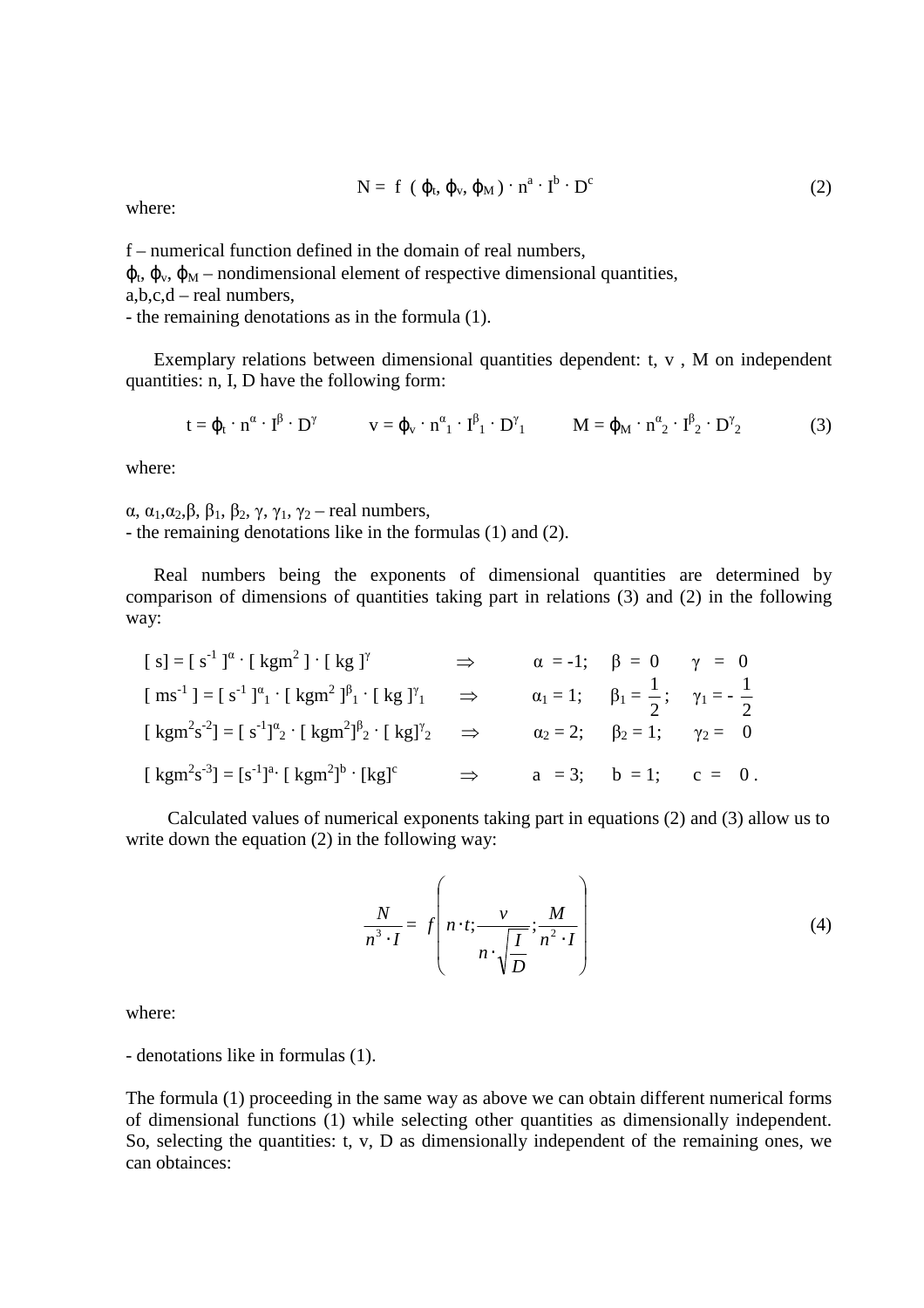$$N = f\ (\varphi_t, \varphi_v, \varphi_M) \cdot n^a \cdot I^b \cdot D^c \tag{2}$$

where:

f – numerical function defined in the domain of real numbers,
$\varphi_t$, $\varphi_v$, $\varphi_M$ – nondimensional element of respective dimensional quantities,
a,b,c,d – real numbers,
- the remaining denotations as in the formula (1).

Exemplary relations between dimensional quantities dependent: t, v , M on independent quantities: n, I, D have the following form:

$$t = \varphi_t \cdot n^\alpha \cdot I^\beta \cdot D^\gamma \qquad v = \varphi_v \cdot n^{\alpha}{}_1 \cdot I^{\beta}{}_1 \cdot D^{\gamma}{}_1 \qquad M = \varphi_M \cdot n^{\alpha}{}_2 \cdot I^{\beta}{}_2 \cdot D^{\gamma}{}_2 \tag{3}$$

where:

$\alpha$, $\alpha_1$,$\alpha_2$,$\beta$, $\beta_1$, $\beta_2$, $\gamma$, $\gamma_1$, $\gamma_2$ – real numbers,
- the remaining denotations like in the formulas (1) and (2).

Real numbers being the exponents of dimensional quantities are determined by comparison of dimensions of quantities taking part in relations (3) and (2) in the following way:

$$[\ s] = [\ s^{-1}\ ]^\alpha \cdot [\ kgm^2\ ] \cdot [\ kg\ ]^\gamma \quad \Rightarrow \quad \alpha = -1; \quad \beta = 0 \quad \gamma = 0$$

$$[\ ms^{-1}\ ] = [\ s^{-1}\ ]^{\alpha}{}_1 \cdot [\ kgm^2\ ]^{\beta}{}_1 \cdot [\ kg\ ]^{\gamma}{}_1 \quad \Rightarrow \quad \alpha_1 = 1; \quad \beta_1 = \frac{1}{2}; \quad \gamma_1 = -\frac{1}{2}$$

$$[\ kgm^2s^{-2}] = [\ s^{-1}]^{\alpha}{}_2 \cdot [\ kgm^2]^{\beta}{}_2 \cdot [\ kg]^{\gamma}{}_2 \quad \Rightarrow \quad \alpha_2 = 2; \quad \beta_2 = 1; \quad \gamma_2 = 0$$

$$[\ kgm^2s^{-3}] = [s^{-1}]^{a} \cdot [\ kgm^2]^b \cdot [kg]^c \quad \Rightarrow \quad a = 3; \quad b = 1; \quad c = 0\ .$$

Calculated values of numerical exponents taking part in equations (2) and (3) allow us to write down the equation (2) in the following way:

$$\frac{N}{n^3 \cdot I} = f\left( n \cdot t; \frac{v}{n \cdot \sqrt{\frac{I}{D}}}; \frac{M}{n^2 \cdot I} \right) \tag{4}$$

where:

- denotations like in formulas (1).

The formula (1) proceeding in the same way as above we can obtain different numerical forms of dimensional functions (1) while selecting other quantities as dimensionally independent. So, selecting the quantities: t, v, D as dimensionally independent of the remaining ones, we can obtainces: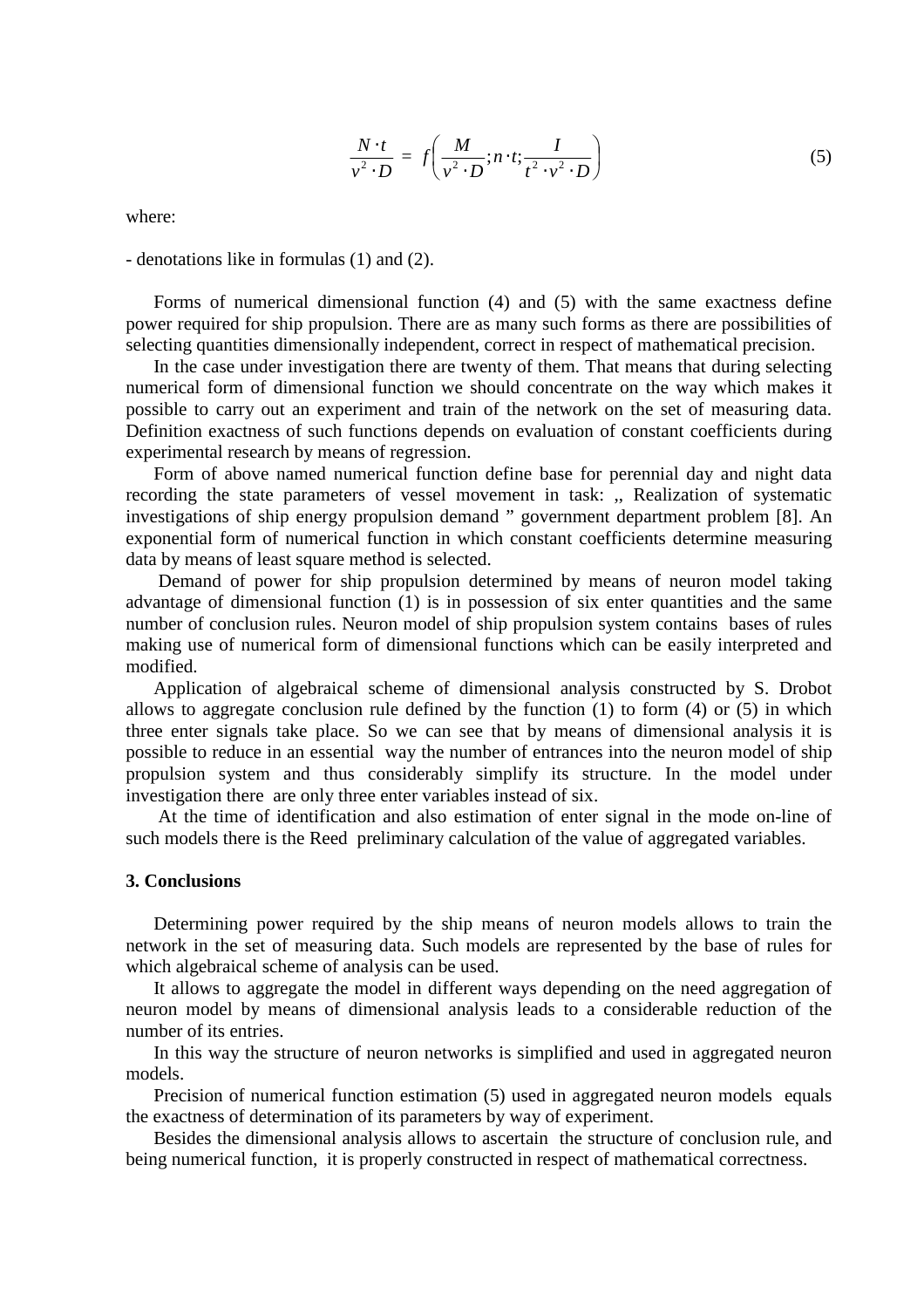$$\frac{N \cdot t}{v^2 \cdot D} = f\left(\frac{M}{v^2 \cdot D}; n \cdot t; \frac{I}{t^2 \cdot v^2 \cdot D}\right) \tag{5}$$

where:

- denotations like in formulas (1) and (2).

Forms of numerical dimensional function (4) and (5) with the same exactness define power required for ship propulsion. There are as many such forms as there are possibilities of selecting quantities dimensionally independent, correct in respect of mathematical precision.

In the case under investigation there are twenty of them. That means that during selecting numerical form of dimensional function we should concentrate on the way which makes it possible to carry out an experiment and train of the network on the set of measuring data. Definition exactness of such functions depends on evaluation of constant coefficients during experimental research by means of regression.

Form of above named numerical function define base for perennial day and night data recording the state parameters of vessel movement in task: ,, Realization of systematic investigations of ship energy propulsion demand ” government department problem [8]. An exponential form of numerical function in which constant coefficients determine measuring data by means of least square method is selected.

Demand of power for ship propulsion determined by means of neuron model taking advantage of dimensional function (1) is in possession of six enter quantities and the same number of conclusion rules. Neuron model of ship propulsion system contains bases of rules making use of numerical form of dimensional functions which can be easily interpreted and modified.

Application of algebraical scheme of dimensional analysis constructed by S. Drobot allows to aggregate conclusion rule defined by the function (1) to form (4) or (5) in which three enter signals take place. So we can see that by means of dimensional analysis it is possible to reduce in an essential way the number of entrances into the neuron model of ship propulsion system and thus considerably simplify its structure. In the model under investigation there are only three enter variables instead of six.

At the time of identification and also estimation of enter signal in the mode on-line of such models there is the Reed preliminary calculation of the value of aggregated variables.

### 3. Conclusions

Determining power required by the ship means of neuron models allows to train the network in the set of measuring data. Such models are represented by the base of rules for which algebraical scheme of analysis can be used.

It allows to aggregate the model in different ways depending on the need aggregation of neuron model by means of dimensional analysis leads to a considerable reduction of the number of its entries.

In this way the structure of neuron networks is simplified and used in aggregated neuron models.

Precision of numerical function estimation (5) used in aggregated neuron models equals the exactness of determination of its parameters by way of experiment.

Besides the dimensional analysis allows to ascertain the structure of conclusion rule, and being numerical function, it is properly constructed in respect of mathematical correctness.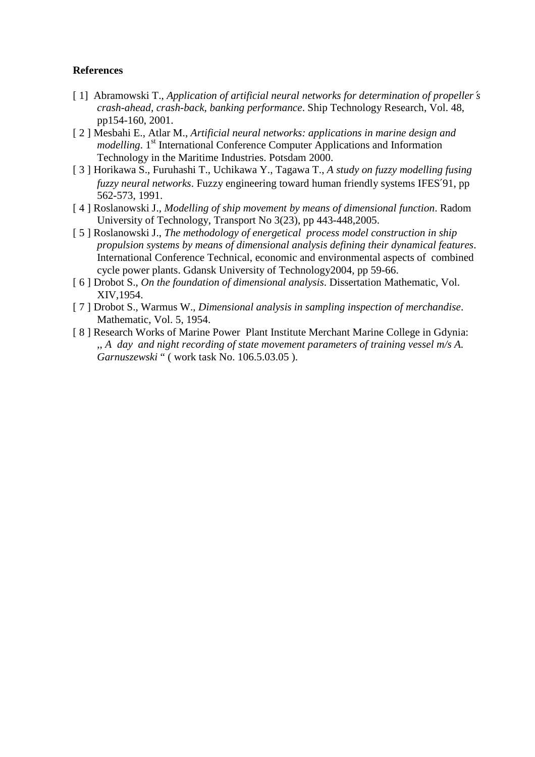**References**

[ 1] Abramowski T., *Application of artificial neural networks for determination of propeller´s crash-ahead, crash-back, banking performance*. Ship Technology Research, Vol. 48, pp154-160, 2001.

[ 2 ] Mesbahi E., Atlar M., *Artificial neural networks: applications in marine design and modelling*. 1st International Conference Computer Applications and Information Technology in the Maritime Industries. Potsdam 2000.

[ 3 ] Horikawa S., Furuhashi T., Uchikawa Y., Tagawa T., *A study on fuzzy modelling fusing fuzzy neural networks*. Fuzzy engineering toward human friendly systems IFES´91, pp 562-573, 1991.

[ 4 ] Roslanowski J., *Modelling of ship movement by means of dimensional function*. Radom University of Technology, Transport No 3(23), pp 443-448,2005.

[ 5 ] Roslanowski J., *The methodology of energetical process model construction in ship propulsion systems by means of dimensional analysis defining their dynamical features*. International Conference Technical, economic and environmental aspects of combined cycle power plants. Gdansk University of Technology2004, pp 59-66.

[ 6 ] Drobot S., *On the foundation of dimensional analysis*. Dissertation Mathematic, Vol. XIV,1954.

[ 7 ] Drobot S., Warmus W., *Dimensional analysis in sampling inspection of merchandise*. Mathematic, Vol. 5, 1954.

[ 8 ] Research Works of Marine Power Plant Institute Merchant Marine College in Gdynia: „ *A day and night recording of state movement parameters of training vessel m/s A. Garnuszewski* " ( work task No. 106.5.03.05 ).